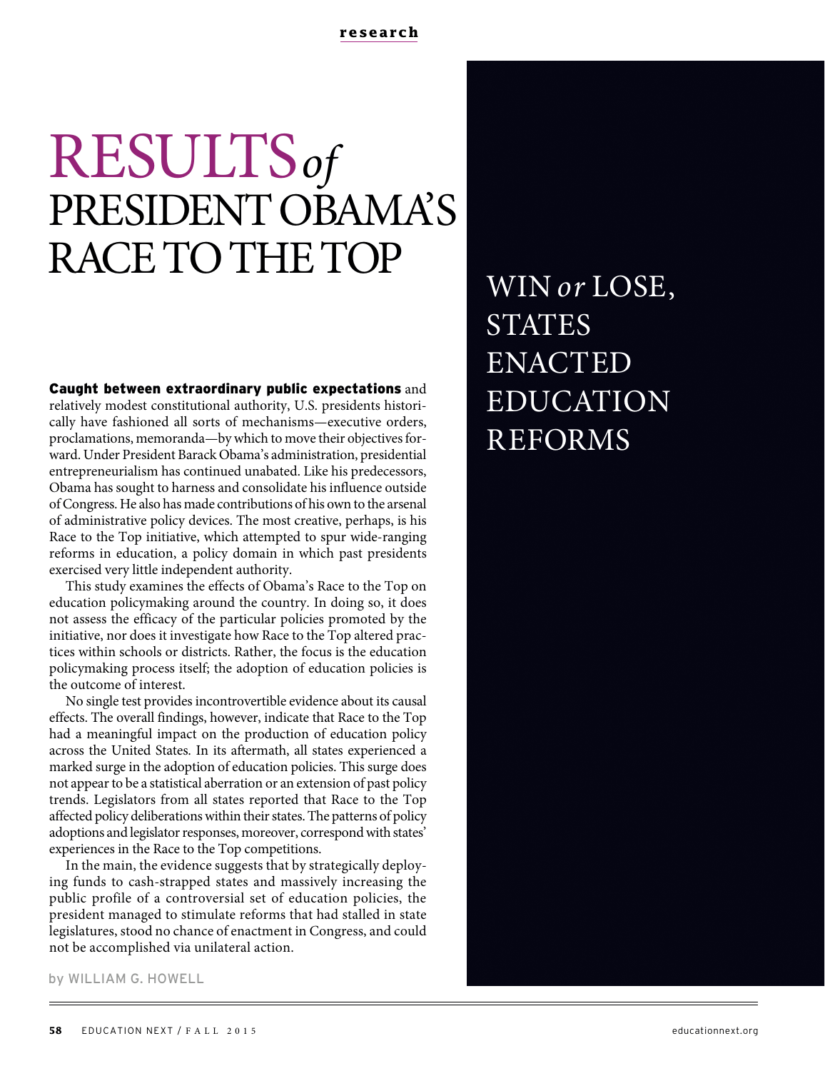# RESULTS *of* PRESIDENT OBAMA'S RACE TO THE TOP

## WIN *or* LOSE, STATES ENACTED EDUCATION REFORMS

**Caught between extraordinary public expectations** and relatively modest constitutional authority, U.S. presidents historically have fashioned all sorts of mechanisms—executive orders, proclamations, memoranda—by which to move their objectives forward. Under President Barack Obama's administration, presidential entrepreneurialism has continued unabated. Like his predecessors, Obama has sought to harness and consolidate his influence outside of Congress. He also has made contributions of his own to the arsenal of administrative policy devices. The most creative, perhaps, is his Race to the Top initiative, which attempted to spur wide-ranging reforms in education, a policy domain in which past presidents exercised very little independent authority.

This study examines the effects of Obama's Race to the Top on education policymaking around the country. In doing so, it does not assess the efficacy of the particular policies promoted by the initiative, nor does it investigate how Race to the Top altered practices within schools or districts. Rather, the focus is the education policymaking process itself; the adoption of education policies is the outcome of interest.

No single test provides incontrovertible evidence about its causal effects. The overall findings, however, indicate that Race to the Top had a meaningful impact on the production of education policy across the United States. In its aftermath, all states experienced a marked surge in the adoption of education policies. This surge does not appear to be a statistical aberration or an extension of past policy trends. Legislators from all states reported that Race to the Top affected policy deliberations within their states. The patterns of policy adoptions and legislator responses, moreover, correspond with states' experiences in the Race to the Top competitions.

In the main, the evidence suggests that by strategically deploying funds to cash-strapped states and massively increasing the public profile of a controversial set of education policies, the president managed to stimulate reforms that had stalled in state legislatures, stood no chance of enactment in Congress, and could not be accomplished via unilateral action.

by WILLIAM G. HOWELL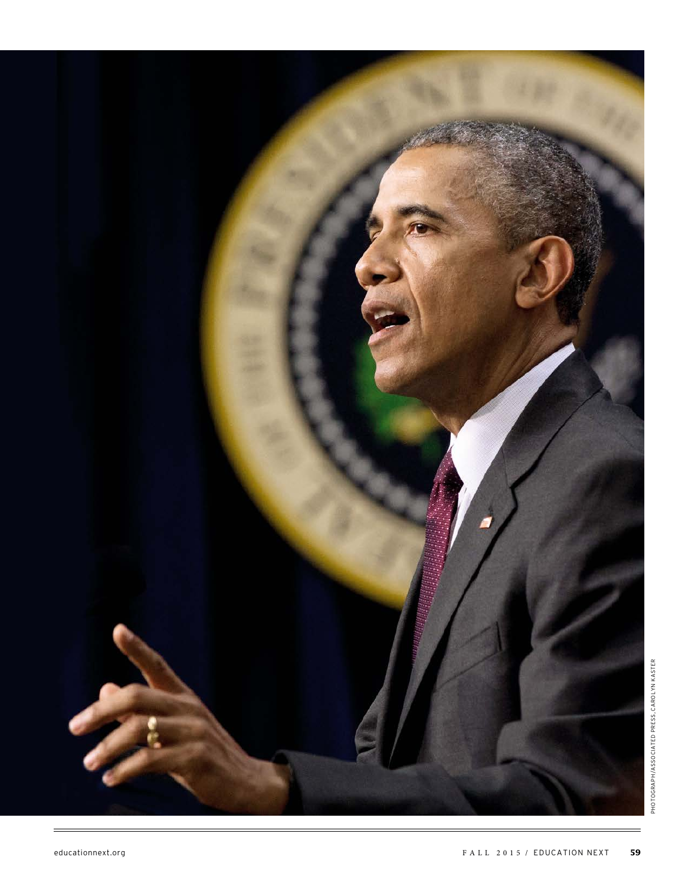PHOTOGRAPH/ASSOCIATED PRESS, CAROLYN KASTER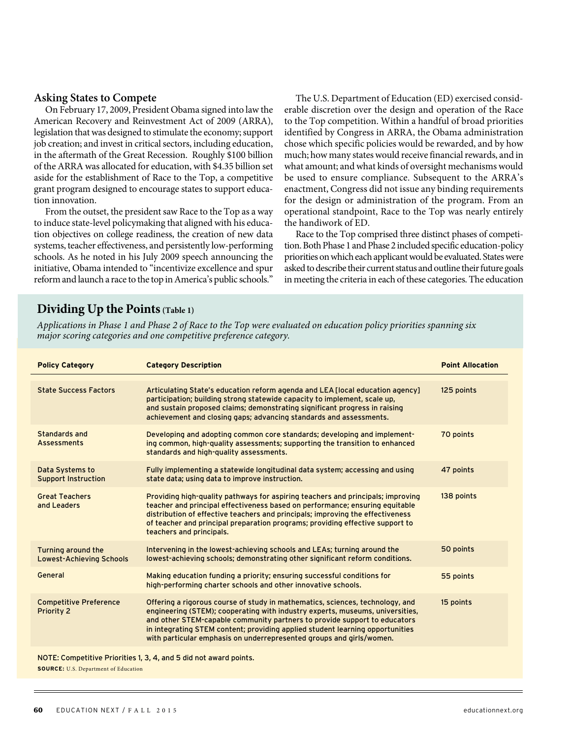## Asking States to Compete

On February 17, 2009, President Obama signed into law the American Recovery and Reinvestment Act of 2009 (ARRA), legislation that was designed to stimulate the economy; support job creation; and invest in critical sectors, including education, in the aftermath of the Great Recession. Roughly $100 billion of the ARRA was allocated for education, with $4.35 billion set aside for the establishment of Race to the Top, a competitive grant program designed to encourage states to support education innovation.

From the outset, the president saw Race to the Top as a way to induce state-level policymaking that aligned with his education objectives on college readiness, the creation of new data systems, teacher effectiveness, and persistently low-performing schools. As he noted in his July 2009 speech announcing the initiative, Obama intended to "incentivize excellence and spur reform and launch a race to the top in America's public schools."

The U.S. Department of Education (ED) exercised considerable discretion over the design and operation of the Race to the Top competition. Within a handful of broad priorities identified by Congress in ARRA, the Obama administration chose which specific policies would be rewarded, and by how much; how many states would receive financial rewards, and in what amount; and what kinds of oversight mechanisms would be used to ensure compliance. Subsequent to the ARRA's enactment, Congress did not issue any binding requirements for the design or administration of the program. From an operational standpoint, Race to the Top was nearly entirely the handiwork of ED.

Race to the Top comprised three distinct phases of competition. Both Phase 1 and Phase 2 included specific education-policy priorities on which each applicant would be evaluated. States were asked to describe their current status and outline their future goals in meeting the criteria in each of these categories. The education

### Dividing Up the Points (Table 1)

*Applications in Phase 1 and Phase 2 of Race to the Top were evaluated on education policy priorities spanning six major scoring categories and one competitive preference category.*

| Policy Category | Category Description | Point Allocation |
|---|---|---|
| State Success Factors | Articulating State's education reform agenda and LEA [local education agency] participation; building strong statewide capacity to implement, scale up, and sustain proposed claims; demonstrating significant progress in raising achievement and closing gaps; advancing standards and assessments. | 125 points |
| Standards and Assessments | Developing and adopting common core standards; developing and implementing common, high-quality assessments; supporting the transition to enhanced standards and high-quality assessments. | 70 points |
| Data Systems to Support Instruction | Fully implementing a statewide longitudinal data system; accessing and using state data; using data to improve instruction. | 47 points |
| Great Teachers and Leaders | Providing high-quality pathways for aspiring teachers and principals; improving teacher and principal effectiveness based on performance; ensuring equitable distribution of effective teachers and principals; improving the effectiveness of teacher and principal preparation programs; providing effective support to teachers and principals. | 138 points |
| Turning around the Lowest-Achieving Schools | Intervening in the lowest-achieving schools and LEAs; turning around the lowest-achieving schools; demonstrating other significant reform conditions. | 50 points |
| General | Making education funding a priority; ensuring successful conditions for high-performing charter schools and other innovative schools. | 55 points |
| Competitive Preference Priority 2 | Offering a rigorous course of study in mathematics, sciences, technology, and engineering (STEM); cooperating with industry experts, museums, universities, and other STEM-capable community partners to provide support to educators in integrating STEM content; providing applied student learning opportunities with particular emphasis on underrepresented groups and girls/women. | 15 points |

NOTE: Competitive Priorities 1, 3, 4, and 5 did not award points.

**SOURCE:** U.S. Department of Education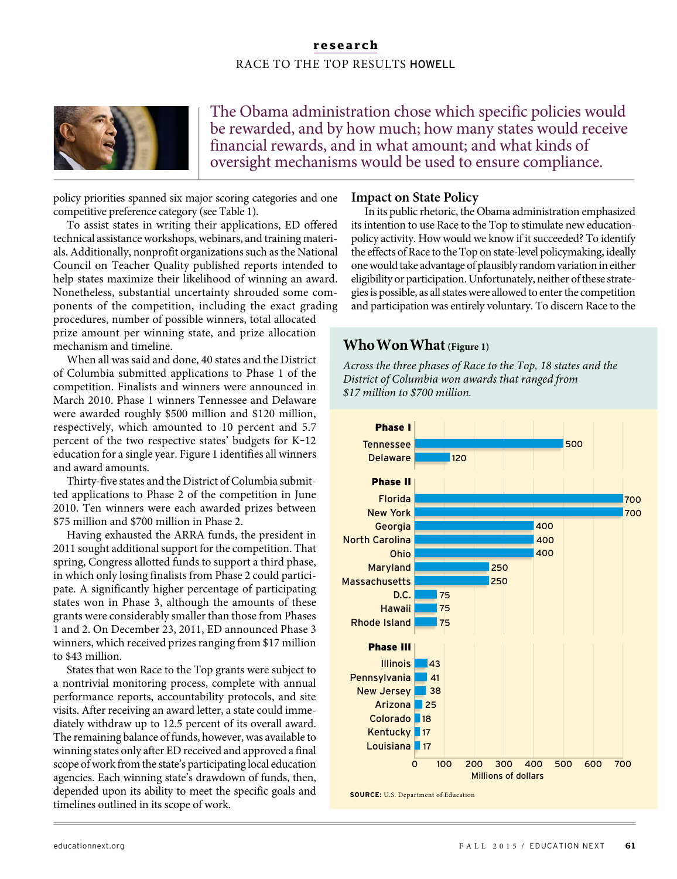> The Obama administration chose which specific policies would be rewarded, and by how much; how many states would receive financial rewards, and in what amount; and what kinds of oversight mechanisms would be used to ensure compliance.

policy priorities spanned six major scoring categories and one competitive preference category (see Table 1).

To assist states in writing their applications, ED offered technical assistance workshops, webinars, and training materials. Additionally, nonprofit organizations such as the National Council on Teacher Quality published reports intended to help states maximize their likelihood of winning an award. Nonetheless, substantial uncertainty shrouded some components of the competition, including the exact grading procedures, number of possible winners, total allocated prize amount per winning state, and prize allocation mechanism and timeline.

When all was said and done, 40 states and the District of Columbia submitted applications to Phase 1 of the competition. Finalists and winners were announced in March 2010. Phase 1 winners Tennessee and Delaware were awarded roughly $500 million and $120 million, respectively, which amounted to 10 percent and 5.7 percent of the two respective states' budgets for K–12 education for a single year. Figure 1 identifies all winners and award amounts.

Thirty-five states and the District of Columbia submitted applications to Phase 2 of the competition in June 2010. Ten winners were each awarded prizes between $75 million and $700 million in Phase 2.

Having exhausted the ARRA funds, the president in 2011 sought additional support for the competition. That spring, Congress allotted funds to support a third phase, in which only losing finalists from Phase 2 could participate. A significantly higher percentage of participating states won in Phase 3, although the amounts of these grants were considerably smaller than those from Phases 1 and 2. On December 23, 2011, ED announced Phase 3 winners, which received prizes ranging from $17 million to $43 million.

States that won Race to the Top grants were subject to a nontrivial monitoring process, complete with annual performance reports, accountability protocols, and site visits. After receiving an award letter, a state could immediately withdraw up to 12.5 percent of its overall award. The remaining balance of funds, however, was available to winning states only after ED received and approved a final scope of work from the state's participating local education agencies. Each winning state's drawdown of funds, then, depended upon its ability to meet the specific goals and timelines outlined in its scope of work.

## Impact on State Policy

In its public rhetoric, the Obama administration emphasized its intention to use Race to the Top to stimulate new education-policy activity. How would we know if it succeeded? To identify the effects of Race to the Top on state-level policymaking, ideally one would take advantage of plausibly random variation in either eligibility or participation. Unfortunately, neither of these strategies is possible, as all states were allowed to enter the competition and participation was entirely voluntary. To discern Race to the

### Who Won What (Figure 1)

*Across the three phases of Race to the Top, 18 states and the District of Columbia won awards that ranged from $17 million to $700 million.*

| Phase | State | Award (Millions of dollars) |
|---|---|---|
| Phase I | Tennessee | 500 |
| | Delaware | 120 |
| Phase II | Florida | 700 |
| | New York | 700 |
| | Georgia | 400 |
| | North Carolina | 400 |
| | Ohio | 400 |
| | Maryland | 250 |
| | Massachusetts | 250 |
| | D.C. | 75 |
| | Hawaii | 75 |
| | Rhode Island | 75 |
| Phase III | Illinois | 43 |
| | Pennsylvania | 41 |
| | New Jersey | 38 |
| | Arizona | 25 |
| | Colorado | 18 |
| | Kentucky | 17 |
| | Louisiana | 17 |

**SOURCE:** U.S. Department of Education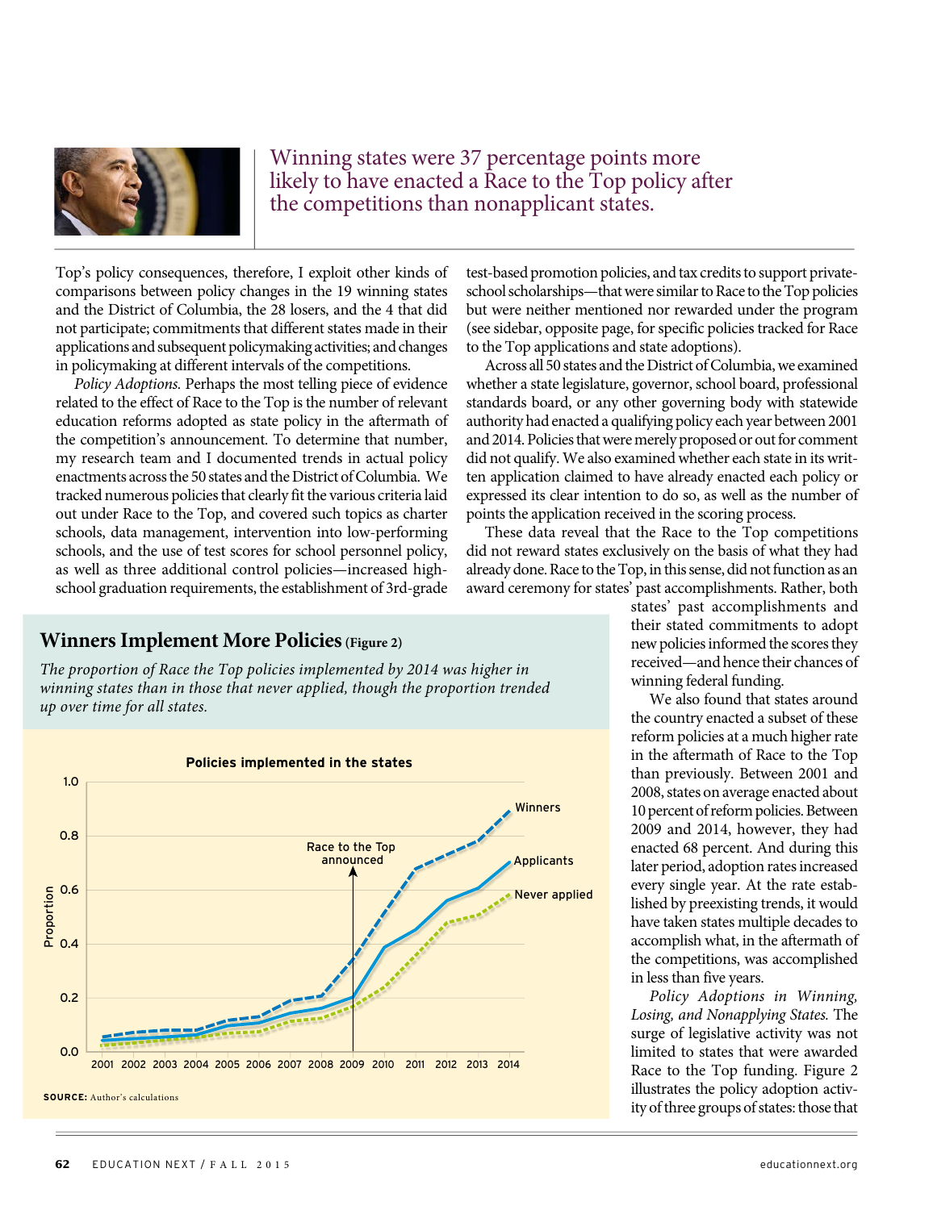> Winning states were 37 percentage points more likely to have enacted a Race to the Top policy after the competitions than nonapplicant states.

Top's policy consequences, therefore, I exploit other kinds of comparisons between policy changes in the 19 winning states and the District of Columbia, the 28 losers, and the 4 that did not participate; commitments that different states made in their applications and subsequent policymaking activities; and changes in policymaking at different intervals of the competitions.

*Policy Adoptions.* Perhaps the most telling piece of evidence related to the effect of Race to the Top is the number of relevant education reforms adopted as state policy in the aftermath of the competition's announcement. To determine that number, my research team and I documented trends in actual policy enactments across the 50 states and the District of Columbia. We tracked numerous policies that clearly fit the various criteria laid out under Race to the Top, and covered such topics as charter schools, data management, intervention into low-performing schools, and the use of test scores for school personnel policy, as well as three additional control policies—increased high-school graduation requirements, the establishment of 3rd-grade test-based promotion policies, and tax credits to support private-school scholarships—that were similar to Race to the Top policies but were neither mentioned nor rewarded under the program (see sidebar, opposite page, for specific policies tracked for Race to the Top applications and state adoptions).

Across all 50 states and the District of Columbia, we examined whether a state legislature, governor, school board, professional standards board, or any other governing body with statewide authority had enacted a qualifying policy each year between 2001 and 2014. Policies that were merely proposed or out for comment did not qualify. We also examined whether each state in its written application claimed to have already enacted each policy or expressed its clear intention to do so, as well as the number of points the application received in the scoring process.

These data reveal that the Race to the Top competitions did not reward states exclusively on the basis of what they had already done. Race to the Top, in this sense, did not function as an award ceremony for states' past accomplishments. Rather, both states' past accomplishments and their stated commitments to adopt new policies informed the scores they received—and hence their chances of winning federal funding.

We also found that states around the country enacted a subset of these reform policies at a much higher rate in the aftermath of Race to the Top than previously. Between 2001 and 2008, states on average enacted about 10 percent of reform policies. Between 2009 and 2014, however, they had enacted 68 percent. And during this later period, adoption rates increased every single year. At the rate established by preexisting trends, it would have taken states multiple decades to accomplish what, in the aftermath of the competitions, was accomplished in less than five years.

*Policy Adoptions in Winning, Losing, and Nonapplying States.* The surge of legislative activity was not limited to states that were awarded Race to the Top funding. Figure 2 illustrates the policy adoption activity of three groups of states: those that

## Winners Implement More Policies (Figure 2)

*The proportion of Race the Top policies implemented by 2014 was higher in winning states than in those that never applied, though the proportion trended up over time for all states.*

**Policies implemented in the states**

**SOURCE:** Author's calculations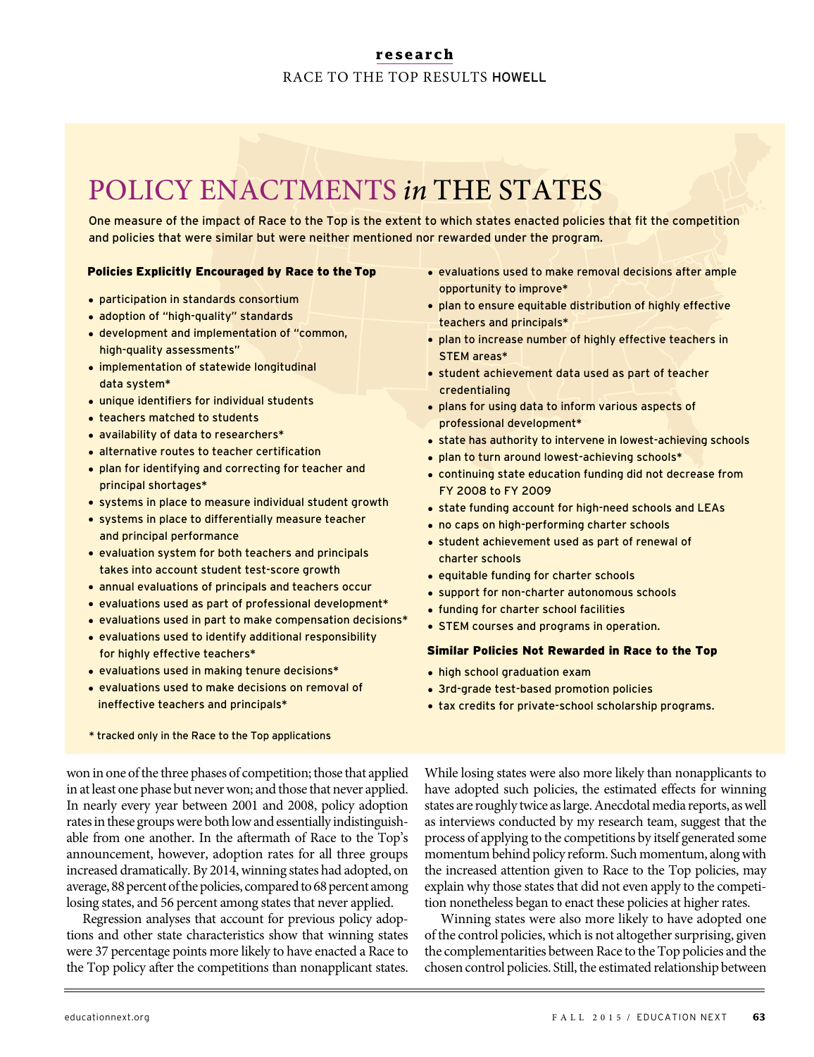## POLICY ENACTMENTS *in* THE STATES

One measure of the impact of Race to the Top is the extent to which states enacted policies that fit the competition and policies that were similar but were neither mentioned nor rewarded under the program.

### Policies Explicitly Encouraged by Race to the Top

- participation in standards consortium
- adoption of "high-quality" standards
- development and implementation of "common, high-quality assessments"
- implementation of statewide longitudinal data system*
- unique identifiers for individual students
- teachers matched to students
- availability of data to researchers*
- alternative routes to teacher certification
- plan for identifying and correcting for teacher and principal shortages*
- systems in place to measure individual student growth
- systems in place to differentially measure teacher and principal performance
- evaluation system for both teachers and principals takes into account student test-score growth
- annual evaluations of principals and teachers occur
- evaluations used as part of professional development*
- evaluations used in part to make compensation decisions*
- evaluations used to identify additional responsibility for highly effective teachers*
- evaluations used in making tenure decisions*
- evaluations used to make decisions on removal of ineffective teachers and principals*
- evaluations used to make removal decisions after ample opportunity to improve*
- plan to ensure equitable distribution of highly effective teachers and principals*
- plan to increase number of highly effective teachers in STEM areas*
- student achievement data used as part of teacher credentialing
- plans for using data to inform various aspects of professional development*
- state has authority to intervene in lowest-achieving schools
- plan to turn around lowest-achieving schools*
- continuing state education funding did not decrease from FY 2008 to FY 2009
- state funding account for high-need schools and LEAs
- no caps on high-performing charter schools
- student achievement used as part of renewal of charter schools
- equitable funding for charter schools
- support for non-charter autonomous schools
- funding for charter school facilities
- STEM courses and programs in operation.

### Similar Policies Not Rewarded in Race to the Top

- high school graduation exam
- 3rd-grade test-based promotion policies
- tax credits for private-school scholarship programs.

\* tracked only in the Race to the Top applications

won in one of the three phases of competition; those that applied in at least one phase but never won; and those that never applied. In nearly every year between 2001 and 2008, policy adoption rates in these groups were both low and essentially indistinguishable from one another. In the aftermath of Race to the Top's announcement, however, adoption rates for all three groups increased dramatically. By 2014, winning states had adopted, on average, 88 percent of the policies, compared to 68 percent among losing states, and 56 percent among states that never applied.

Regression analyses that account for previous policy adoptions and other state characteristics show that winning states were 37 percentage points more likely to have enacted a Race to the Top policy after the competitions than nonapplicant states. While losing states were also more likely than nonapplicants to have adopted such policies, the estimated effects for winning states are roughly twice as large. Anecdotal media reports, as well as interviews conducted by my research team, suggest that the process of applying to the competitions by itself generated some momentum behind policy reform. Such momentum, along with the increased attention given to Race to the Top policies, may explain why those states that did not even apply to the competition nonetheless began to enact these policies at higher rates.

Winning states were also more likely to have adopted one of the control policies, which is not altogether surprising, given the complementarities between Race to the Top policies and the chosen control policies. Still, the estimated relationship between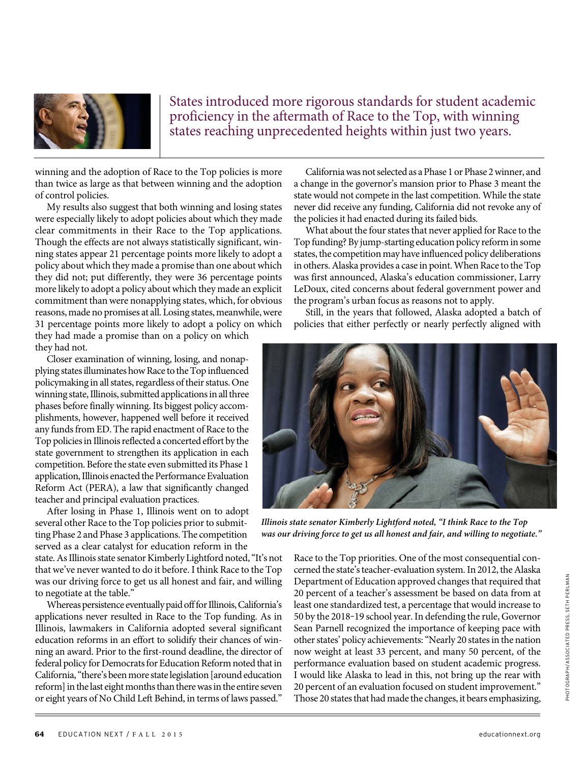States introduced more rigorous standards for student academic proficiency in the aftermath of Race to the Top, with winning states reaching unprecedented heights within just two years.

winning and the adoption of Race to the Top policies is more than twice as large as that between winning and the adoption of control policies.

My results also suggest that both winning and losing states were especially likely to adopt policies about which they made clear commitments in their Race to the Top applications. Though the effects are not always statistically significant, winning states appear 21 percentage points more likely to adopt a policy about which they made a promise than one about which they did not; put differently, they were 36 percentage points more likely to adopt a policy about which they made an explicit commitment than were nonapplying states, which, for obvious reasons, made no promises at all. Losing states, meanwhile, were 31 percentage points more likely to adopt a policy on which they had made a promise than on a policy on which they had not.

Closer examination of winning, losing, and nonapplying states illuminates how Race to the Top influenced policymaking in all states, regardless of their status. One winning state, Illinois, submitted applications in all three phases before finally winning. Its biggest policy accomplishments, however, happened well before it received any funds from ED. The rapid enactment of Race to the Top policies in Illinois reflected a concerted effort by the state government to strengthen its application in each competition. Before the state even submitted its Phase 1 application, Illinois enacted the Performance Evaluation Reform Act (PERA), a law that significantly changed teacher and principal evaluation practices.

After losing in Phase 1, Illinois went on to adopt several other Race to the Top policies prior to submitting Phase 2 and Phase 3 applications. The competition served as a clear catalyst for education reform in the state. As Illinois state senator Kimberly Lightford noted, "It's not that we've never wanted to do it before. I think Race to the Top was our driving force to get us all honest and fair, and willing to negotiate at the table."

Whereas persistence eventually paid off for Illinois, California's applications never resulted in Race to the Top funding. As in Illinois, lawmakers in California adopted several significant education reforms in an effort to solidify their chances of winning an award. Prior to the first-round deadline, the director of federal policy for Democrats for Education Reform noted that in California, "there's been more state legislation [around education reform] in the last eight months than there was in the entire seven or eight years of No Child Left Behind, in terms of laws passed."

California was not selected as a Phase 1 or Phase 2 winner, and a change in the governor's mansion prior to Phase 3 meant the state would not compete in the last competition. While the state never did receive any funding, California did not revoke any of the policies it had enacted during its failed bids.

What about the four states that never applied for Race to the Top funding? By jump-starting education policy reform in some states, the competition may have influenced policy deliberations in others. Alaska provides a case in point. When Race to the Top was first announced, Alaska's education commissioner, Larry LeDoux, cited concerns about federal government power and the program's urban focus as reasons not to apply.

Still, in the years that followed, Alaska adopted a batch of policies that either perfectly or nearly perfectly aligned with Race to the Top priorities. One of the most consequential concerned the state's teacher-evaluation system. In 2012, the Alaska Department of Education approved changes that required that 20 percent of a teacher's assessment be based on data from at least one standardized test, a percentage that would increase to 50 by the 2018–19 school year. In defending the rule, Governor Sean Parnell recognized the importance of keeping pace with other states' policy achievements: "Nearly 20 states in the nation now weight at least 33 percent, and many 50 percent, of the performance evaluation based on student academic progress. I would like Alaska to lead in this, not bring up the rear with 20 percent of an evaluation focused on student improvement." Those 20 states that had made the changes, it bears emphasizing,

*Illinois state senator Kimberly Lightford noted, "I think Race to the Top was our driving force to get us all honest and fair, and willing to negotiate."*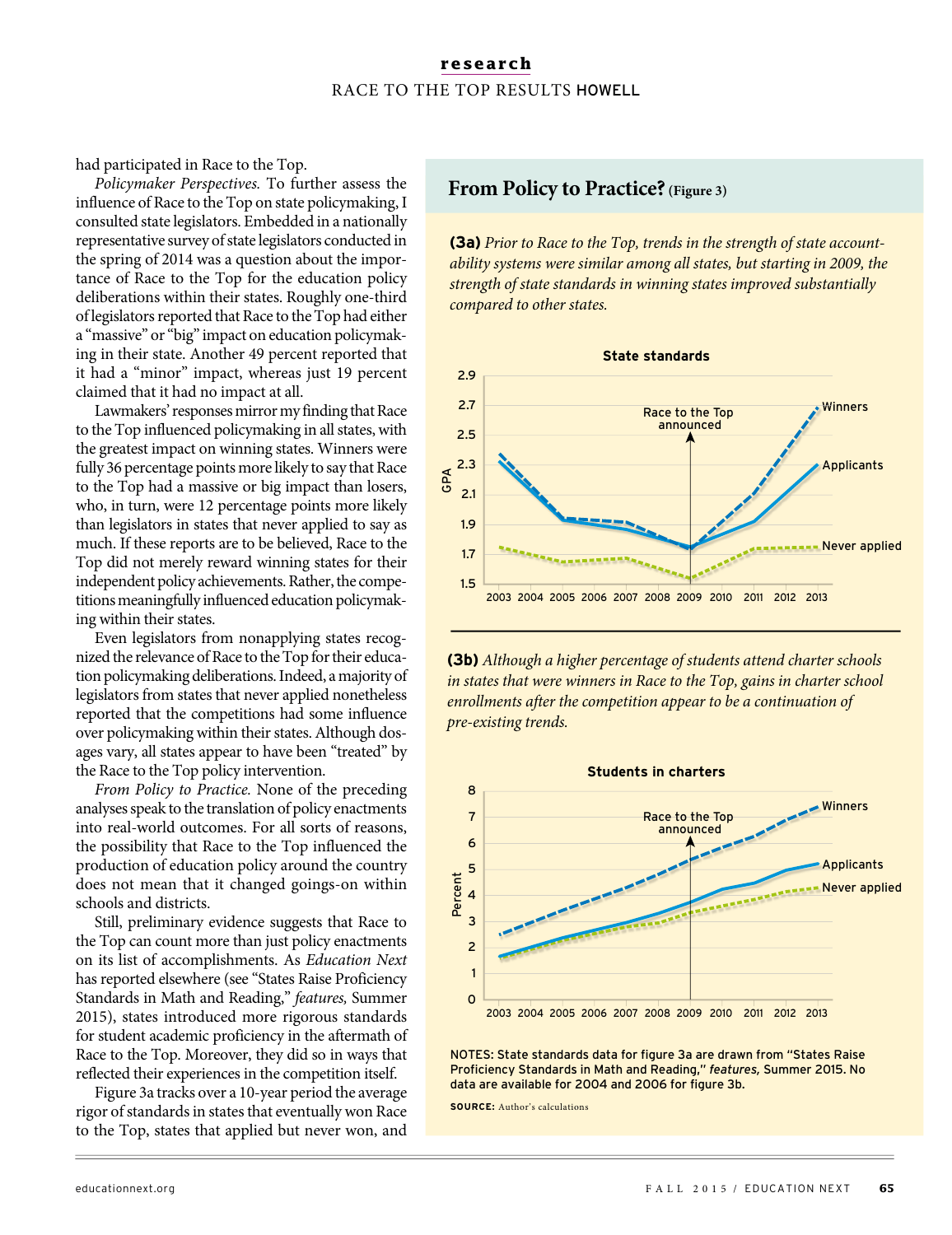had participated in Race to the Top.

*Policymaker Perspectives.* To further assess the influence of Race to the Top on state policymaking, I consulted state legislators. Embedded in a nationally representative survey of state legislators conducted in the spring of 2014 was a question about the importance of Race to the Top for the education policy deliberations within their states. Roughly one-third of legislators reported that Race to the Top had either a "massive" or "big" impact on education policymaking in their state. Another 49 percent reported that it had a "minor" impact, whereas just 19 percent claimed that it had no impact at all.

Lawmakers' responses mirror my finding that Race to the Top influenced policymaking in all states, with the greatest impact on winning states. Winners were fully 36 percentage points more likely to say that Race to the Top had a massive or big impact than losers, who, in turn, were 12 percentage points more likely than legislators in states that never applied to say as much. If these reports are to be believed, Race to the Top did not merely reward winning states for their independent policy achievements. Rather, the competitions meaningfully influenced education policymaking within their states.

Even legislators from nonapplying states recognized the relevance of Race to the Top for their education policymaking deliberations. Indeed, a majority of legislators from states that never applied nonetheless reported that the competitions had some influence over policymaking within their states. Although dosages vary, all states appear to have been "treated" by the Race to the Top policy intervention.

*From Policy to Practice.* None of the preceding analyses speak to the translation of policy enactments into real-world outcomes. For all sorts of reasons, the possibility that Race to the Top influenced the production of education policy around the country does not mean that it changed goings-on within schools and districts.

Still, preliminary evidence suggests that Race to the Top can count more than just policy enactments on its list of accomplishments. As *Education Next* has reported elsewhere (see "States Raise Proficiency Standards in Math and Reading," *features*, Summer 2015), states introduced more rigorous standards for student academic proficiency in the aftermath of Race to the Top. Moreover, they did so in ways that reflected their experiences in the competition itself.

Figure 3a tracks over a 10-year period the average rigor of standards in states that eventually won Race to the Top, states that applied but never won, and

## From Policy to Practice? (Figure 3)

**(3a)** *Prior to Race to the Top, trends in the strength of state accountability systems were similar among all states, but starting in 2009, the strength of state standards in winning states improved substantially compared to other states.*

**State standards**

**(3b)** *Although a higher percentage of students attend charter schools in states that were winners in Race to the Top, gains in charter school enrollments after the competition appear to be a continuation of pre-existing trends.*

**Students in charters**

NOTES: State standards data for figure 3a are drawn from "States Raise Proficiency Standards in Math and Reading," *features*, Summer 2015. No data are available for 2004 and 2006 for figure 3b.

**SOURCE:** Author's calculations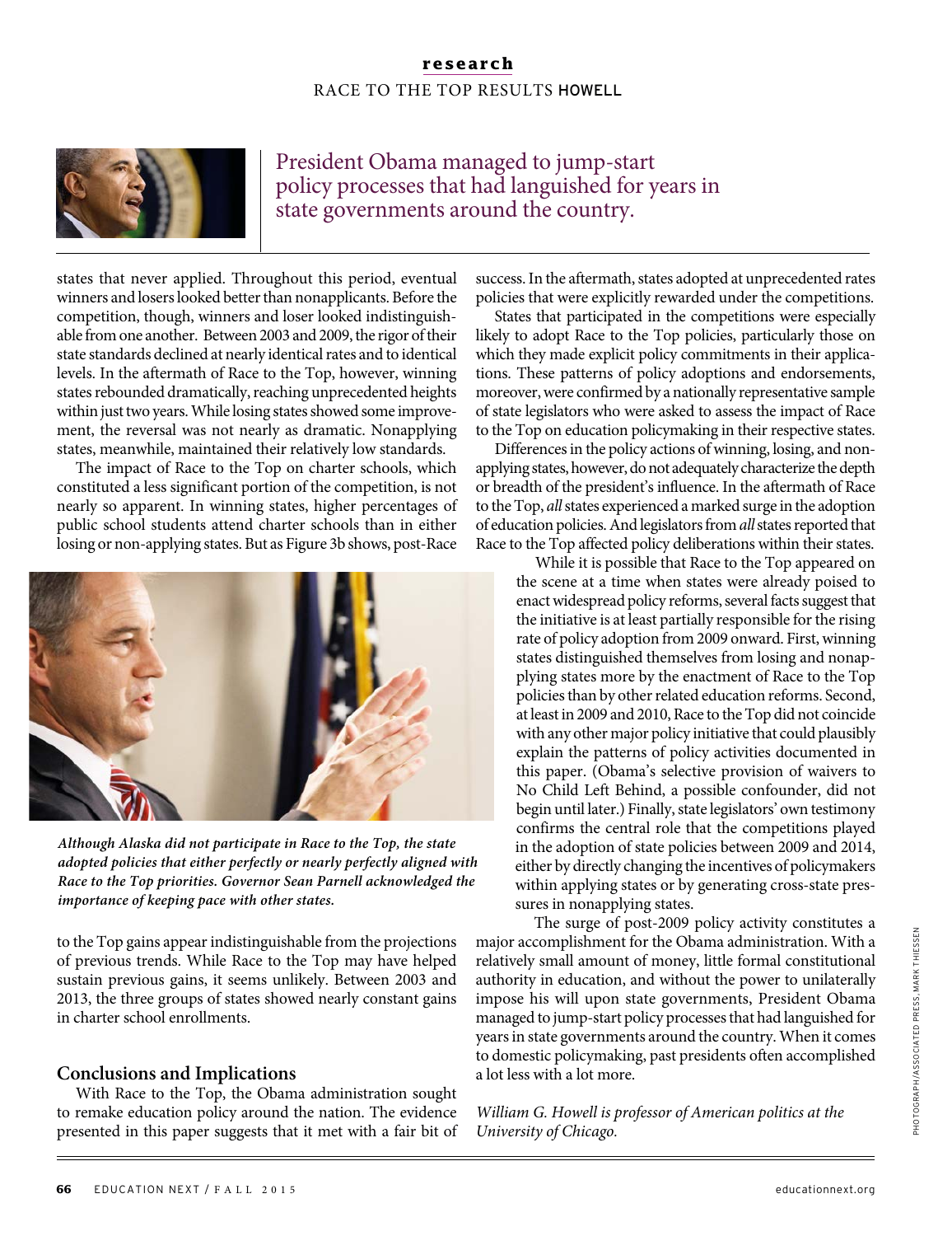President Obama managed to jump-start policy processes that had languished for years in state governments around the country.

states that never applied. Throughout this period, eventual winners and losers looked better than nonapplicants. Before the competition, though, winners and loser looked indistinguishable from one another. Between 2003 and 2009, the rigor of their state standards declined at nearly identical rates and to identical levels. In the aftermath of Race to the Top, however, winning states rebounded dramatically, reaching unprecedented heights within just two years. While losing states showed some improvement, the reversal was not nearly as dramatic. Nonapplying states, meanwhile, maintained their relatively low standards.

The impact of Race to the Top on charter schools, which constituted a less significant portion of the competition, is not nearly so apparent. In winning states, higher percentages of public school students attend charter schools than in either losing or non-applying states. But as Figure 3b shows, post-Race to the Top gains appear indistinguishable from the projections of previous trends. While Race to the Top may have helped sustain previous gains, it seems unlikely. Between 2003 and 2013, the three groups of states showed nearly constant gains in charter school enrollments.

*Although Alaska did not participate in Race to the Top, the state adopted policies that either perfectly or nearly perfectly aligned with Race to the Top priorities. Governor Sean Parnell acknowledged the importance of keeping pace with other states.*

## Conclusions and Implications

With Race to the Top, the Obama administration sought to remake education policy around the nation. The evidence presented in this paper suggests that it met with a fair bit of success. In the aftermath, states adopted at unprecedented rates policies that were explicitly rewarded under the competitions.

States that participated in the competitions were especially likely to adopt Race to the Top policies, particularly those on which they made explicit policy commitments in their applications. These patterns of policy adoptions and endorsements, moreover, were confirmed by a nationally representative sample of state legislators who were asked to assess the impact of Race to the Top on education policymaking in their respective states.

Differences in the policy actions of winning, losing, and non-applying states, however, do not adequately characterize the depth or breadth of the president's influence. In the aftermath of Race to the Top, *all* states experienced a marked surge in the adoption of education policies. And legislators from *all* states reported that Race to the Top affected policy deliberations within their states.

While it is possible that Race to the Top appeared on the scene at a time when states were already poised to enact widespread policy reforms, several facts suggest that the initiative is at least partially responsible for the rising rate of policy adoption from 2009 onward. First, winning states distinguished themselves from losing and nonapplying states more by the enactment of Race to the Top policies than by other related education reforms. Second, at least in 2009 and 2010, Race to the Top did not coincide with any other major policy initiative that could plausibly explain the patterns of policy activities documented in this paper. (Obama's selective provision of waivers to No Child Left Behind, a possible confounder, did not begin until later.) Finally, state legislators' own testimony confirms the central role that the competitions played in the adoption of state policies between 2009 and 2014, either by directly changing the incentives of policymakers within applying states or by generating cross-state pressures in nonapplying states.

The surge of post-2009 policy activity constitutes a major accomplishment for the Obama administration. With a relatively small amount of money, little formal constitutional authority in education, and without the power to unilaterally impose his will upon state governments, President Obama managed to jump-start policy processes that had languished for years in state governments around the country. When it comes to domestic policymaking, past presidents often accomplished a lot less with a lot more.

*William G. Howell is professor of American politics at the University of Chicago.*